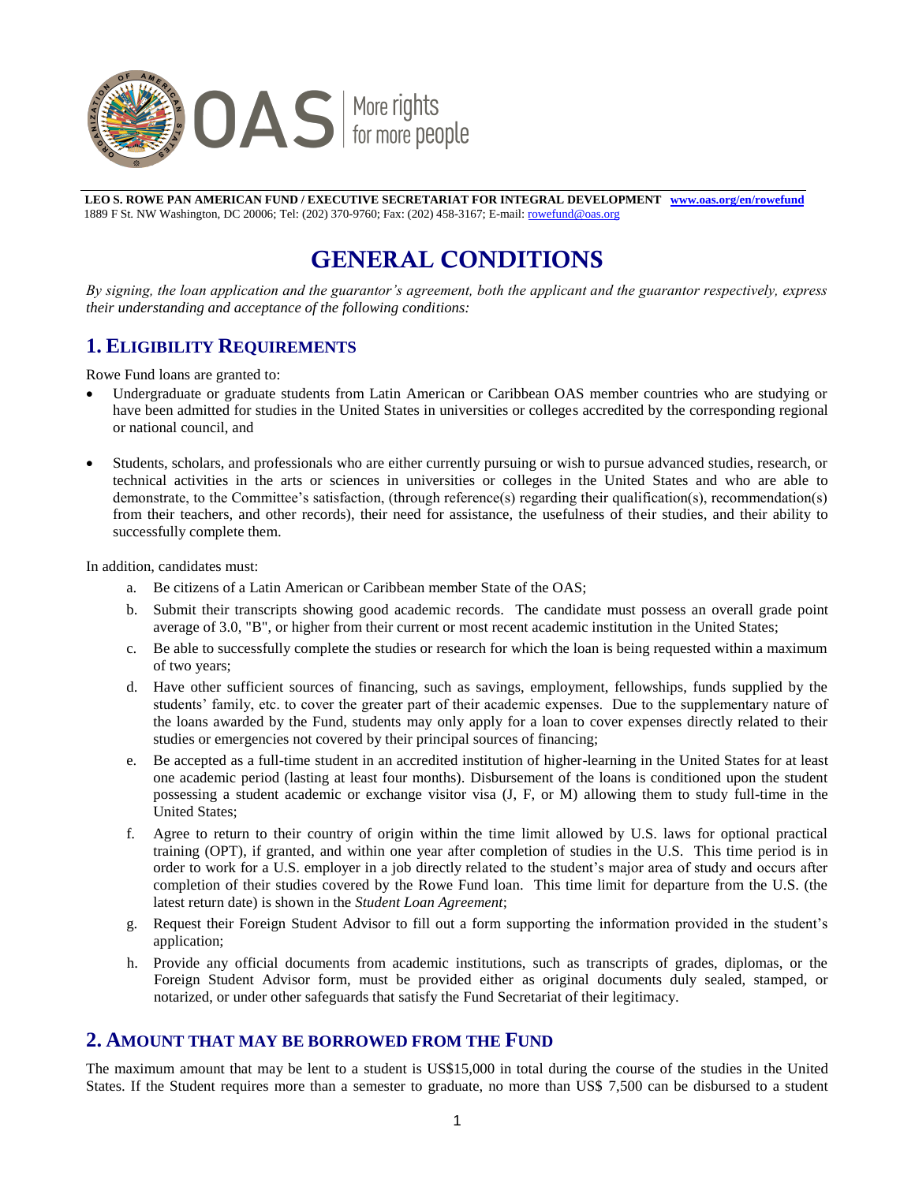**LEO S. ROWE PAN AMERICAN FUND / EXECUTIVE SECRETARIAT FOR INTEGRAL DEVELOPMENT** **www.oas.org/en/rowefund**
1889 F St. NW Washington, DC 20006; Tel: (202) 370-9760; Fax: (202) 458-3167; E-mail: rowefund@oas.org

# GENERAL CONDITIONS

*By signing, the loan application and the guarantor's agreement, both the applicant and the guarantor respectively, express their understanding and acceptance of the following conditions:*

## 1. ELIGIBILITY REQUIREMENTS

Rowe Fund loans are granted to:

- Undergraduate or graduate students from Latin American or Caribbean OAS member countries who are studying or have been admitted for studies in the United States in universities or colleges accredited by the corresponding regional or national council, and
- Students, scholars, and professionals who are either currently pursuing or wish to pursue advanced studies, research, or technical activities in the arts or sciences in universities or colleges in the United States and who are able to demonstrate, to the Committee's satisfaction, (through reference(s) regarding their qualification(s), recommendation(s) from their teachers, and other records), their need for assistance, the usefulness of their studies, and their ability to successfully complete them.

In addition, candidates must:

a. Be citizens of a Latin American or Caribbean member State of the OAS;
b. Submit their transcripts showing good academic records. The candidate must possess an overall grade point average of 3.0, "B", or higher from their current or most recent academic institution in the United States;
c. Be able to successfully complete the studies or research for which the loan is being requested within a maximum of two years;
d. Have other sufficient sources of financing, such as savings, employment, fellowships, funds supplied by the students' family, etc. to cover the greater part of their academic expenses. Due to the supplementary nature of the loans awarded by the Fund, students may only apply for a loan to cover expenses directly related to their studies or emergencies not covered by their principal sources of financing;
e. Be accepted as a full-time student in an accredited institution of higher-learning in the United States for at least one academic period (lasting at least four months). Disbursement of the loans is conditioned upon the student possessing a student academic or exchange visitor visa (J, F, or M) allowing them to study full-time in the United States;
f. Agree to return to their country of origin within the time limit allowed by U.S. laws for optional practical training (OPT), if granted, and within one year after completion of studies in the U.S. This time period is in order to work for a U.S. employer in a job directly related to the student's major area of study and occurs after completion of their studies covered by the Rowe Fund loan. This time limit for departure from the U.S. (the latest return date) is shown in the *Student Loan Agreement*;
g. Request their Foreign Student Advisor to fill out a form supporting the information provided in the student's application;
h. Provide any official documents from academic institutions, such as transcripts of grades, diplomas, or the Foreign Student Advisor form, must be provided either as original documents duly sealed, stamped, or notarized, or under other safeguards that satisfy the Fund Secretariat of their legitimacy.

## 2. AMOUNT THAT MAY BE BORROWED FROM THE FUND

The maximum amount that may be lent to a student is US$15,000 in total during the course of the studies in the United States. If the Student requires more than a semester to graduate, no more than US$ 7,500 can be disbursed to a student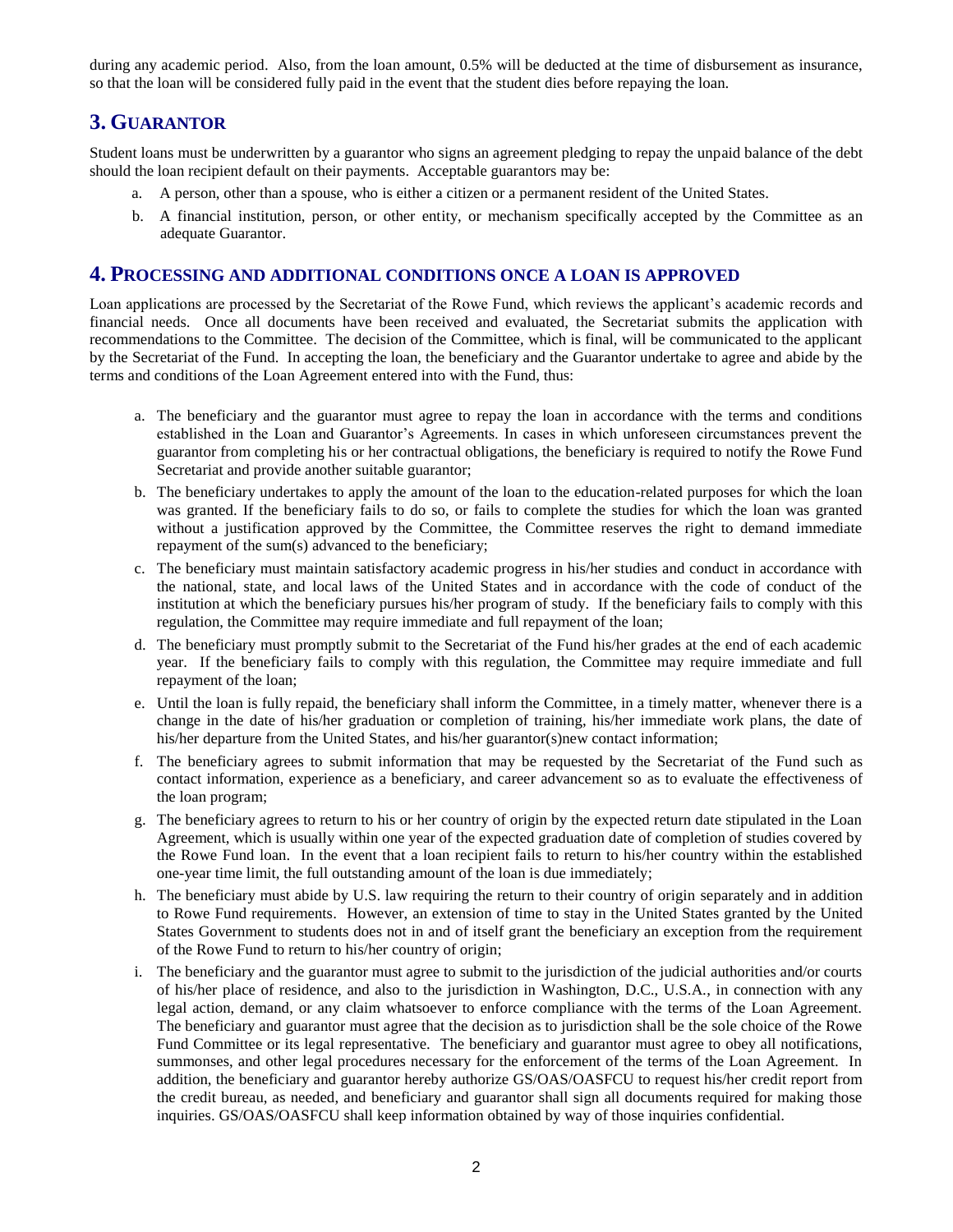during any academic period. Also, from the loan amount, 0.5% will be deducted at the time of disbursement as insurance, so that the loan will be considered fully paid in the event that the student dies before repaying the loan.

## 3. GUARANTOR

Student loans must be underwritten by a guarantor who signs an agreement pledging to repay the unpaid balance of the debt should the loan recipient default on their payments. Acceptable guarantors may be:

a. A person, other than a spouse, who is either a citizen or a permanent resident of the United States.

b. A financial institution, person, or other entity, or mechanism specifically accepted by the Committee as an adequate Guarantor.

## 4. PROCESSING AND ADDITIONAL CONDITIONS ONCE A LOAN IS APPROVED

Loan applications are processed by the Secretariat of the Rowe Fund, which reviews the applicant's academic records and financial needs. Once all documents have been received and evaluated, the Secretariat submits the application with recommendations to the Committee. The decision of the Committee, which is final, will be communicated to the applicant by the Secretariat of the Fund. In accepting the loan, the beneficiary and the Guarantor undertake to agree and abide by the terms and conditions of the Loan Agreement entered into with the Fund, thus:

a. The beneficiary and the guarantor must agree to repay the loan in accordance with the terms and conditions established in the Loan and Guarantor's Agreements. In cases in which unforeseen circumstances prevent the guarantor from completing his or her contractual obligations, the beneficiary is required to notify the Rowe Fund Secretariat and provide another suitable guarantor;

b. The beneficiary undertakes to apply the amount of the loan to the education-related purposes for which the loan was granted. If the beneficiary fails to do so, or fails to complete the studies for which the loan was granted without a justification approved by the Committee, the Committee reserves the right to demand immediate repayment of the sum(s) advanced to the beneficiary;

c. The beneficiary must maintain satisfactory academic progress in his/her studies and conduct in accordance with the national, state, and local laws of the United States and in accordance with the code of conduct of the institution at which the beneficiary pursues his/her program of study. If the beneficiary fails to comply with this regulation, the Committee may require immediate and full repayment of the loan;

d. The beneficiary must promptly submit to the Secretariat of the Fund his/her grades at the end of each academic year. If the beneficiary fails to comply with this regulation, the Committee may require immediate and full repayment of the loan;

e. Until the loan is fully repaid, the beneficiary shall inform the Committee, in a timely matter, whenever there is a change in the date of his/her graduation or completion of training, his/her immediate work plans, the date of his/her departure from the United States, and his/her guarantor(s)new contact information;

f. The beneficiary agrees to submit information that may be requested by the Secretariat of the Fund such as contact information, experience as a beneficiary, and career advancement so as to evaluate the effectiveness of the loan program;

g. The beneficiary agrees to return to his or her country of origin by the expected return date stipulated in the Loan Agreement, which is usually within one year of the expected graduation date of completion of studies covered by the Rowe Fund loan. In the event that a loan recipient fails to return to his/her country within the established one-year time limit, the full outstanding amount of the loan is due immediately;

h. The beneficiary must abide by U.S. law requiring the return to their country of origin separately and in addition to Rowe Fund requirements. However, an extension of time to stay in the United States granted by the United States Government to students does not in and of itself grant the beneficiary an exception from the requirement of the Rowe Fund to return to his/her country of origin;

i. The beneficiary and the guarantor must agree to submit to the jurisdiction of the judicial authorities and/or courts of his/her place of residence, and also to the jurisdiction in Washington, D.C., U.S.A., in connection with any legal action, demand, or any claim whatsoever to enforce compliance with the terms of the Loan Agreement. The beneficiary and guarantor must agree that the decision as to jurisdiction shall be the sole choice of the Rowe Fund Committee or its legal representative. The beneficiary and guarantor must agree to obey all notifications, summonses, and other legal procedures necessary for the enforcement of the terms of the Loan Agreement. In addition, the beneficiary and guarantor hereby authorize GS/OAS/OASFCU to request his/her credit report from the credit bureau, as needed, and beneficiary and guarantor shall sign all documents required for making those inquiries. GS/OAS/OASFCU shall keep information obtained by way of those inquiries confidential.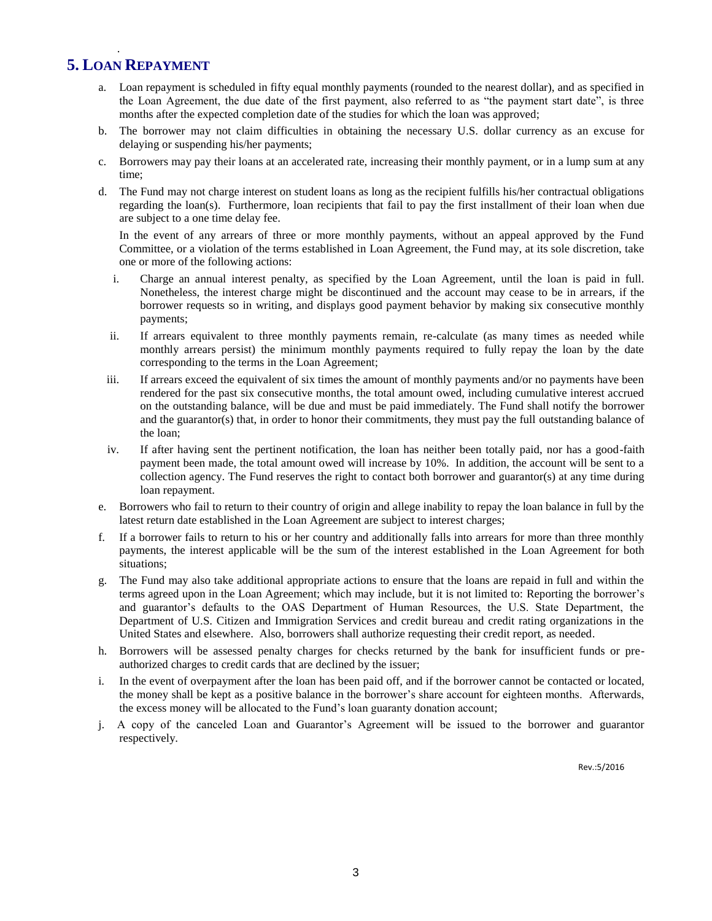## 5. LOAN REPAYMENT

a. Loan repayment is scheduled in fifty equal monthly payments (rounded to the nearest dollar), and as specified in the Loan Agreement, the due date of the first payment, also referred to as "the payment start date", is three months after the expected completion date of the studies for which the loan was approved;

b. The borrower may not claim difficulties in obtaining the necessary U.S. dollar currency as an excuse for delaying or suspending his/her payments;

c. Borrowers may pay their loans at an accelerated rate, increasing their monthly payment, or in a lump sum at any time;

d. The Fund may not charge interest on student loans as long as the recipient fulfills his/her contractual obligations regarding the loan(s). Furthermore, loan recipients that fail to pay the first installment of their loan when due are subject to a one time delay fee.

   In the event of any arrears of three or more monthly payments, without an appeal approved by the Fund Committee, or a violation of the terms established in Loan Agreement, the Fund may, at its sole discretion, take one or more of the following actions:

   i. Charge an annual interest penalty, as specified by the Loan Agreement, until the loan is paid in full. Nonetheless, the interest charge might be discontinued and the account may cease to be in arrears, if the borrower requests so in writing, and displays good payment behavior by making six consecutive monthly payments;

   ii. If arrears equivalent to three monthly payments remain, re-calculate (as many times as needed while monthly arrears persist) the minimum monthly payments required to fully repay the loan by the date corresponding to the terms in the Loan Agreement;

   iii. If arrears exceed the equivalent of six times the amount of monthly payments and/or no payments have been rendered for the past six consecutive months, the total amount owed, including cumulative interest accrued on the outstanding balance, will be due and must be paid immediately. The Fund shall notify the borrower and the guarantor(s) that, in order to honor their commitments, they must pay the full outstanding balance of the loan;

   iv. If after having sent the pertinent notification, the loan has neither been totally paid, nor has a good-faith payment been made, the total amount owed will increase by 10%. In addition, the account will be sent to a collection agency. The Fund reserves the right to contact both borrower and guarantor(s) at any time during loan repayment.

e. Borrowers who fail to return to their country of origin and allege inability to repay the loan balance in full by the latest return date established in the Loan Agreement are subject to interest charges;

f. If a borrower fails to return to his or her country and additionally falls into arrears for more than three monthly payments, the interest applicable will be the sum of the interest established in the Loan Agreement for both situations;

g. The Fund may also take additional appropriate actions to ensure that the loans are repaid in full and within the terms agreed upon in the Loan Agreement; which may include, but it is not limited to: Reporting the borrower's and guarantor's defaults to the OAS Department of Human Resources, the U.S. State Department, the Department of U.S. Citizen and Immigration Services and credit bureau and credit rating organizations in the United States and elsewhere. Also, borrowers shall authorize requesting their credit report, as needed.

h. Borrowers will be assessed penalty charges for checks returned by the bank for insufficient funds or pre-authorized charges to credit cards that are declined by the issuer;

i. In the event of overpayment after the loan has been paid off, and if the borrower cannot be contacted or located, the money shall be kept as a positive balance in the borrower's share account for eighteen months. Afterwards, the excess money will be allocated to the Fund's loan guaranty donation account;

j. A copy of the canceled Loan and Guarantor's Agreement will be issued to the borrower and guarantor respectively.

Rev.:5/2016